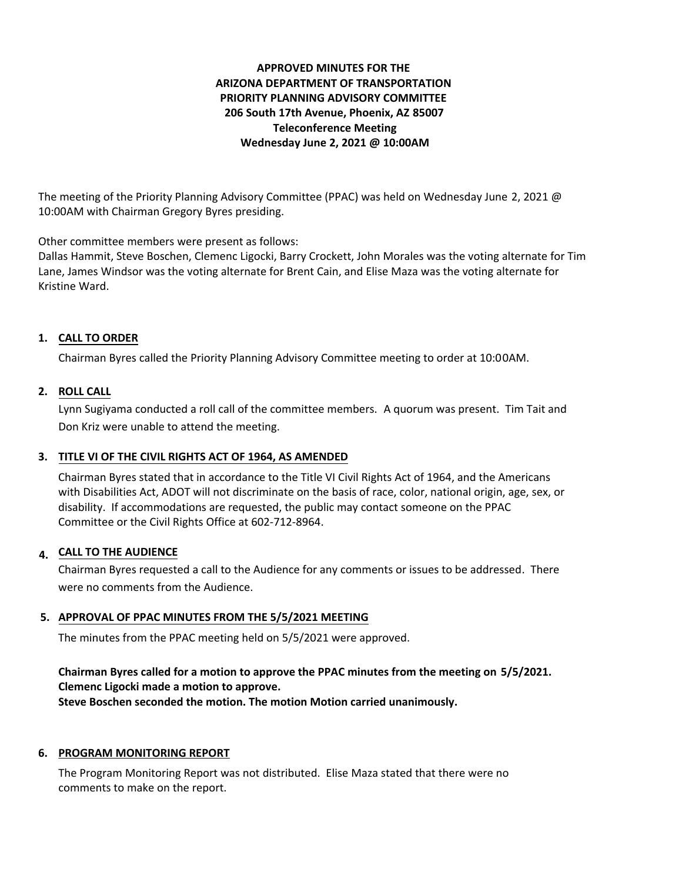**APPROVED MINUTES FOR THE**
**ARIZONA DEPARTMENT OF TRANSPORTATION**
**PRIORITY PLANNING ADVISORY COMMITTEE**
**206 South 17th Avenue, Phoenix, AZ 85007**
**Teleconference Meeting**
**Wednesday June 2, 2021 @ 10:00AM**

The meeting of the Priority Planning Advisory Committee (PPAC) was held on Wednesday June 2, 2021 @ 10:00AM with Chairman Gregory Byres presiding.

Other committee members were present as follows:
Dallas Hammit, Steve Boschen, Clemenc Ligocki, Barry Crockett, John Morales was the voting alternate for Tim Lane, James Windsor was the voting alternate for Brent Cain, and Elise Maza was the voting alternate for Kristine Ward.

## 1. CALL TO ORDER

Chairman Byres called the Priority Planning Advisory Committee meeting to order at 10:00AM.

## 2. ROLL CALL

Lynn Sugiyama conducted a roll call of the committee members. A quorum was present. Tim Tait and Don Kriz were unable to attend the meeting.

## 3. TITLE VI OF THE CIVIL RIGHTS ACT OF 1964, AS AMENDED

Chairman Byres stated that in accordance to the Title VI Civil Rights Act of 1964, and the Americans with Disabilities Act, ADOT will not discriminate on the basis of race, color, national origin, age, sex, or disability. If accommodations are requested, the public may contact someone on the PPAC Committee or the Civil Rights Office at 602-712-8964.

## 4. CALL TO THE AUDIENCE

Chairman Byres requested a call to the Audience for any comments or issues to be addressed. There were no comments from the Audience.

## 5. APPROVAL OF PPAC MINUTES FROM THE 5/5/2021 MEETING

The minutes from the PPAC meeting held on 5/5/2021 were approved.

**Chairman Byres called for a motion to approve the PPAC minutes from the meeting on 5/5/2021.**
**Clemenc Ligocki made a motion to approve.**
**Steve Boschen seconded the motion. The motion Motion carried unanimously.**

## 6. PROGRAM MONITORING REPORT

The Program Monitoring Report was not distributed. Elise Maza stated that there were no comments to make on the report.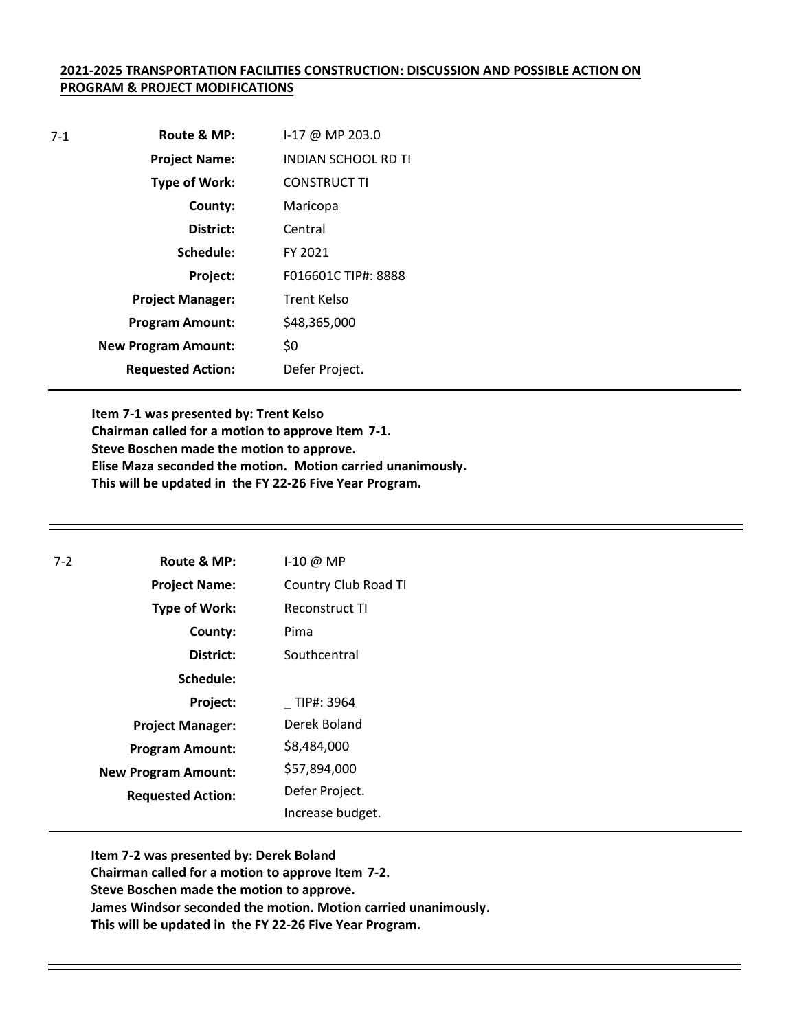**2021-2025 TRANSPORTATION FACILITIES CONSTRUCTION: DISCUSSION AND POSSIBLE ACTION ON PROGRAM & PROJECT MODIFICATIONS**

7-1

| | |
|---|---|
| **Route & MP:** | I-17 @ MP 203.0 |
| **Project Name:** | INDIAN SCHOOL RD TI |
| **Type of Work:** | CONSTRUCT TI |
| **County:** | Maricopa |
| **District:** | Central |
| **Schedule:** | FY 2021 |
| **Project:** | F016601C TIP#: 8888 |
| **Project Manager:** | Trent Kelso |
| **Program Amount:** | $48,365,000 |
| **New Program Amount:** | $0 |
| **Requested Action:** | Defer Project. |

**Item 7-1 was presented by: Trent Kelso**
**Chairman called for a motion to approve Item 7-1.**
**Steve Boschen made the motion to approve.**
**Elise Maza seconded the motion. Motion carried unanimously.**
**This will be updated in the FY 22-26 Five Year Program.**

---

7-2

| | |
|---|---|
| **Route & MP:** | I-10 @ MP |
| **Project Name:** | Country Club Road TI |
| **Type of Work:** | Reconstruct TI |
| **County:** | Pima |
| **District:** | Southcentral |
| **Schedule:** | |
| **Project:** | _ TIP#: 3964 |
| **Project Manager:** | Derek Boland |
| **Program Amount:** | $8,484,000 |
| **New Program Amount:** | $57,894,000 |
| **Requested Action:** | Defer Project.<br>Increase budget. |

**Item 7-2 was presented by: Derek Boland**
**Chairman called for a motion to approve Item 7-2.**
**Steve Boschen made the motion to approve.**
**James Windsor seconded the motion. Motion carried unanimously.**
**This will be updated in the FY 22-26 Five Year Program.**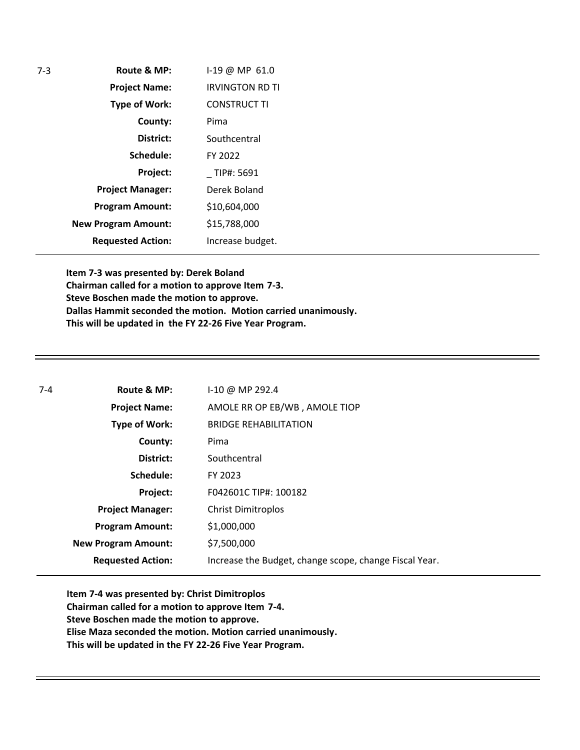| 7-3 | | |
|---|---|---|
| | **Route & MP:** | I-19 @ MP 61.0 |
| | **Project Name:** | IRVINGTON RD TI |
| | **Type of Work:** | CONSTRUCT TI |
| | **County:** | Pima |
| | **District:** | Southcentral |
| | **Schedule:** | FY 2022 |
| | **Project:** | _ TIP#: 5691 |
| | **Project Manager:** | Derek Boland |
| | **Program Amount:** | $10,604,000 |
| | **New Program Amount:** | $15,788,000 |
| | **Requested Action:** | Increase budget. |

**Item 7-3 was presented by: Derek Boland**
**Chairman called for a motion to approve Item 7-3.**
**Steve Boschen made the motion to approve.**
**Dallas Hammit seconded the motion. Motion carried unanimously.**
**This will be updated in the FY 22-26 Five Year Program.**

---

| 7-4 | | |
|---|---|---|
| | **Route & MP:** | I-10 @ MP 292.4 |
| | **Project Name:** | AMOLE RR OP EB/WB , AMOLE TIOP |
| | **Type of Work:** | BRIDGE REHABILITATION |
| | **County:** | Pima |
| | **District:** | Southcentral |
| | **Schedule:** | FY 2023 |
| | **Project:** | F042601C TIP#: 100182 |
| | **Project Manager:** | Christ Dimitroplos |
| | **Program Amount:** | $1,000,000 |
| | **New Program Amount:** | $7,500,000 |
| | **Requested Action:** | Increase the Budget, change scope, change Fiscal Year. |

**Item 7-4 was presented by: Christ Dimitroplos**
**Chairman called for a motion to approve Item 7-4.**
**Steve Boschen made the motion to approve.**
**Elise Maza seconded the motion. Motion carried unanimously.**
**This will be updated in the FY 22-26 Five Year Program.**

---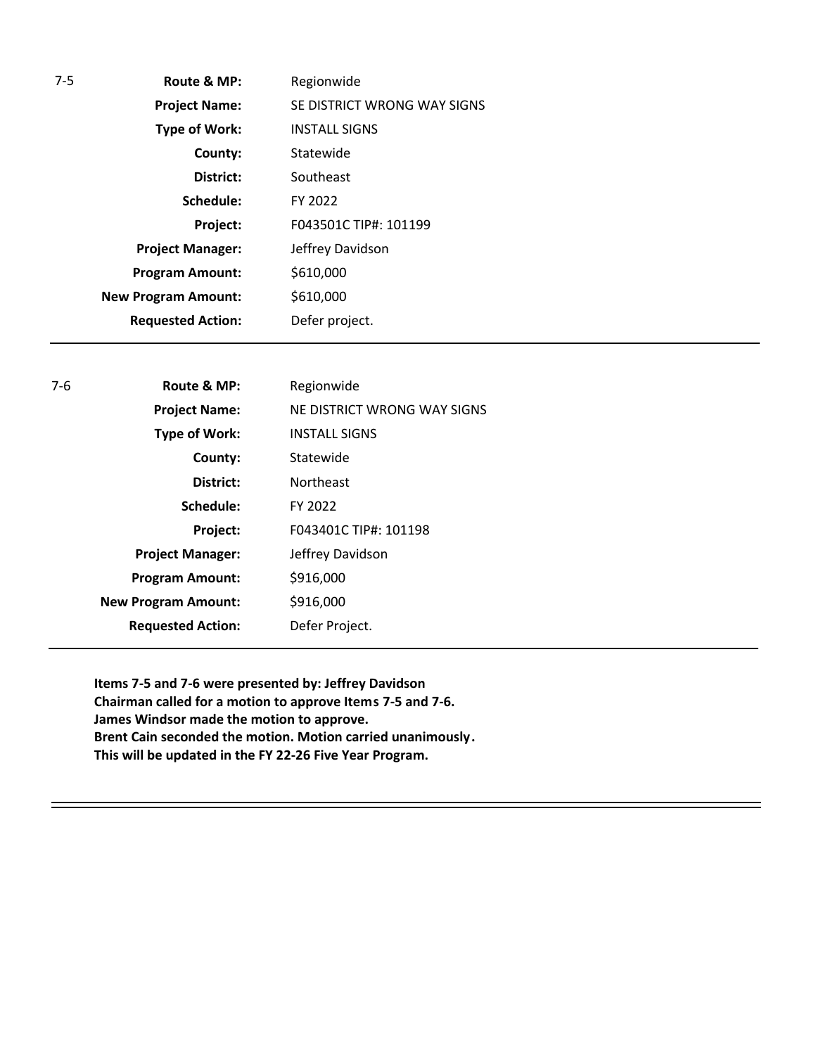| 7-5 | | |
|---|---|---|
| | **Route & MP:** | Regionwide |
| | **Project Name:** | SE DISTRICT WRONG WAY SIGNS |
| | **Type of Work:** | INSTALL SIGNS |
| | **County:** | Statewide |
| | **District:** | Southeast |
| | **Schedule:** | FY 2022 |
| | **Project:** | F043501C TIP#: 101199 |
| | **Project Manager:** | Jeffrey Davidson |
| | **Program Amount:** | $610,000 |
| | **New Program Amount:** | $610,000 |
| | **Requested Action:** | Defer project. |

---

| 7-6 | | |
|---|---|---|
| | **Route & MP:** | Regionwide |
| | **Project Name:** | NE DISTRICT WRONG WAY SIGNS |
| | **Type of Work:** | INSTALL SIGNS |
| | **County:** | Statewide |
| | **District:** | Northeast |
| | **Schedule:** | FY 2022 |
| | **Project:** | F043401C TIP#: 101198 |
| | **Project Manager:** | Jeffrey Davidson |
| | **Program Amount:** | $916,000 |
| | **New Program Amount:** | $916,000 |
| | **Requested Action:** | Defer Project. |

---

**Items 7-5 and 7-6 were presented by: Jeffrey Davidson**
**Chairman called for a motion to approve Items 7-5 and 7-6.**
**James Windsor made the motion to approve.**
**Brent Cain seconded the motion. Motion carried unanimously.**
**This will be updated in the FY 22-26 Five Year Program.**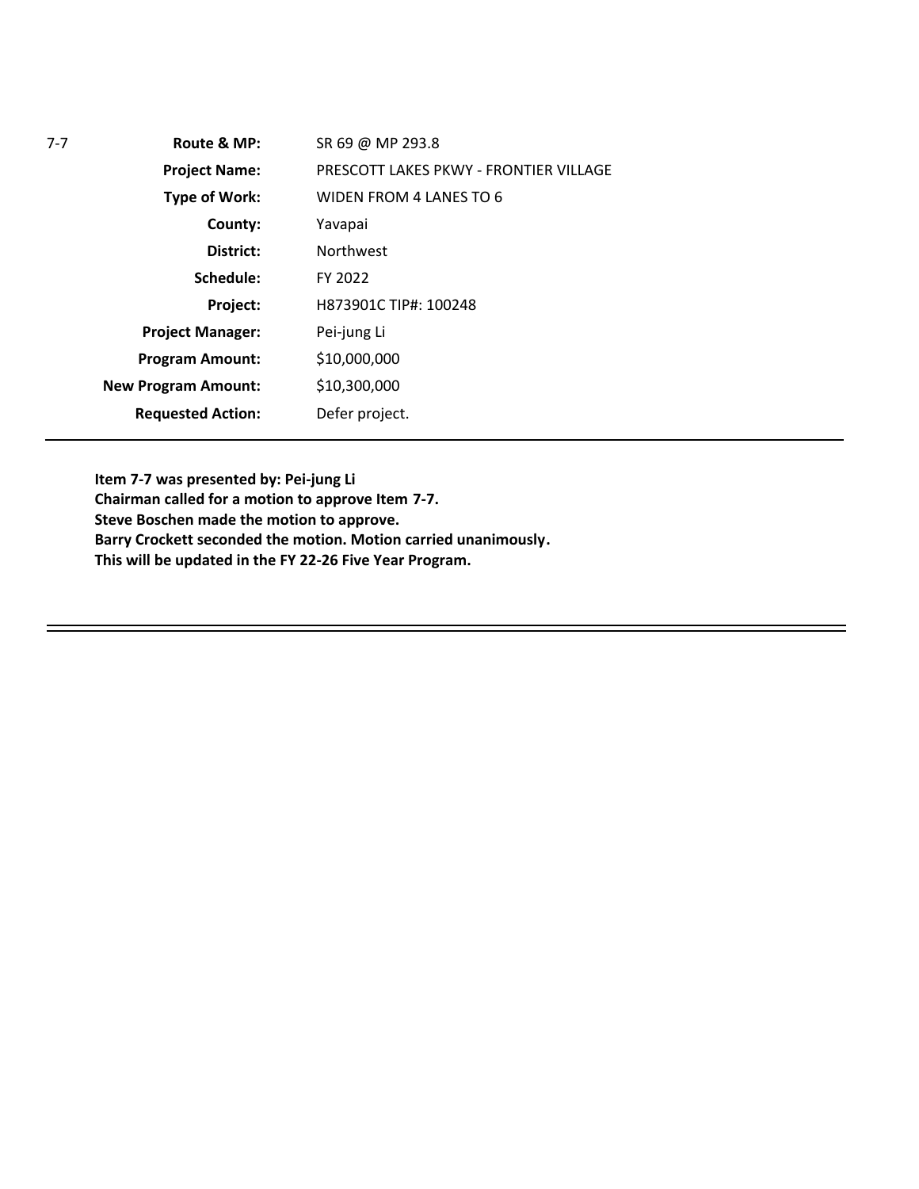| 7-7 | | |
|---|---|---|
| | **Route & MP:** | SR 69 @ MP 293.8 |
| | **Project Name:** | PRESCOTT LAKES PKWY - FRONTIER VILLAGE |
| | **Type of Work:** | WIDEN FROM 4 LANES TO 6 |
| | **County:** | Yavapai |
| | **District:** | Northwest |
| | **Schedule:** | FY 2022 |
| | **Project:** | H873901C TIP#: 100248 |
| | **Project Manager:** | Pei-jung Li |
| | **Program Amount:** | $10,000,000 |
| | **New Program Amount:** | $10,300,000 |
| | **Requested Action:** | Defer project. |

**Item 7-7 was presented by: Pei-jung Li**
**Chairman called for a motion to approve Item 7-7.**
**Steve Boschen made the motion to approve.**
**Barry Crockett seconded the motion. Motion carried unanimously.**
**This will be updated in the FY 22-26 Five Year Program.**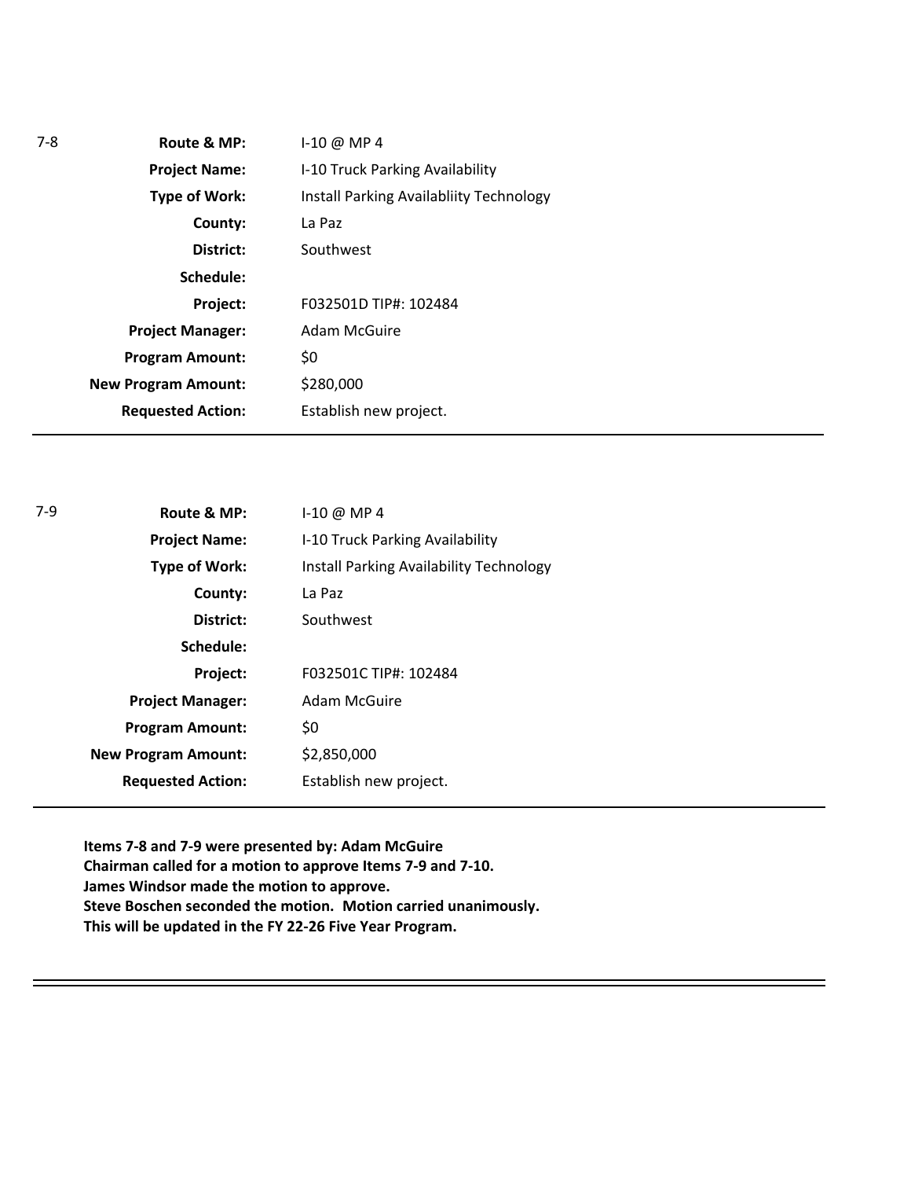7-8

| | |
|---|---|
| **Route & MP:** | I-10 @ MP 4 |
| **Project Name:** | I-10 Truck Parking Availability |
| **Type of Work:** | Install Parking Availabliity Technology |
| **County:** | La Paz |
| **District:** | Southwest |
| **Schedule:** | |
| **Project:** | F032501D TIP#: 102484 |
| **Project Manager:** | Adam McGuire |
| **Program Amount:** | $0 |
| **New Program Amount:** | $280,000 |
| **Requested Action:** | Establish new project. |

---

7-9

| | |
|---|---|
| **Route & MP:** | I-10 @ MP 4 |
| **Project Name:** | I-10 Truck Parking Availability |
| **Type of Work:** | Install Parking Availability Technology |
| **County:** | La Paz |
| **District:** | Southwest |
| **Schedule:** | |
| **Project:** | F032501C TIP#: 102484 |
| **Project Manager:** | Adam McGuire |
| **Program Amount:** | $0 |
| **New Program Amount:** | $2,850,000 |
| **Requested Action:** | Establish new project. |

---

**Items 7-8 and 7-9 were presented by: Adam McGuire**
**Chairman called for a motion to approve Items 7-9 and 7-10.**
**James Windsor made the motion to approve.**
**Steve Boschen seconded the motion. Motion carried unanimously.**
**This will be updated in the FY 22-26 Five Year Program.**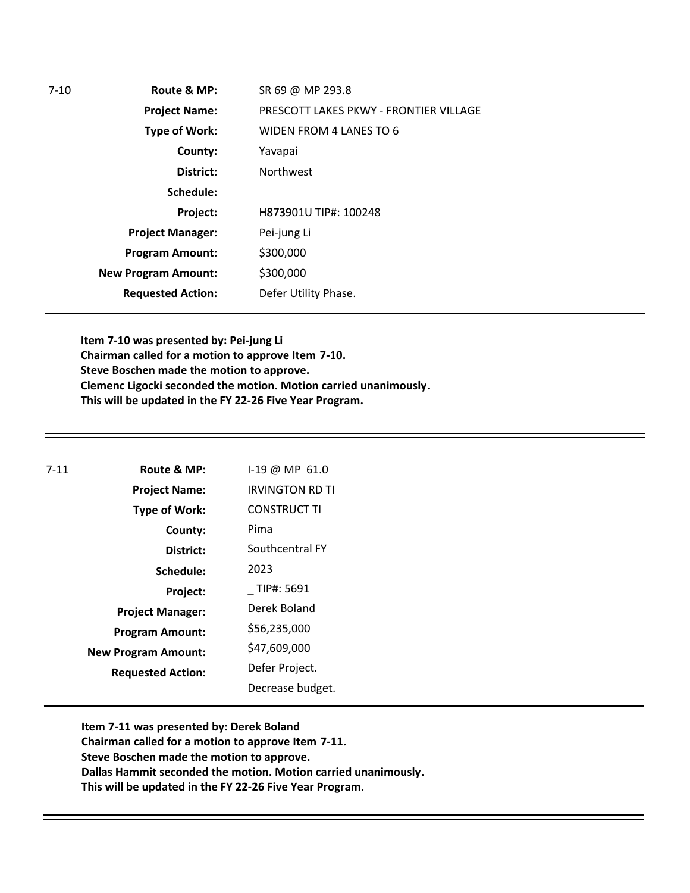| 7-10 | | |
|---|---|---|
| | **Route & MP:** | SR 69 @ MP 293.8 |
| | **Project Name:** | PRESCOTT LAKES PKWY - FRONTIER VILLAGE |
| | **Type of Work:** | WIDEN FROM 4 LANES TO 6 |
| | **County:** | Yavapai |
| | **District:** | Northwest |
| | **Schedule:** | |
| | **Project:** | H873901U TIP#: 100248 |
| | **Project Manager:** | Pei-jung Li |
| | **Program Amount:** | $300,000 |
| | **New Program Amount:** | $300,000 |
| | **Requested Action:** | Defer Utility Phase. |

**Item 7-10 was presented by: Pei-jung Li**
**Chairman called for a motion to approve Item 7-10.**
**Steve Boschen made the motion to approve.**
**Clemenc Ligocki seconded the motion. Motion carried unanimously.**
**This will be updated in the FY 22-26 Five Year Program.**

---

| 7-11 | | |
|---|---|---|
| | **Route & MP:** | I-19 @ MP 61.0 |
| | **Project Name:** | IRVINGTON RD TI |
| | **Type of Work:** | CONSTRUCT TI |
| | **County:** | Pima |
| | **District:** | Southcentral FY |
| | **Schedule:** | 2023 |
| | **Project:** | _ TIP#: 5691 |
| | **Project Manager:** | Derek Boland |
| | **Program Amount:** | $56,235,000 |
| | **New Program Amount:** | $47,609,000 |
| | **Requested Action:** | Defer Project.<br>Decrease budget. |

**Item 7-11 was presented by: Derek Boland**
**Chairman called for a motion to approve Item 7-11.**
**Steve Boschen made the motion to approve.**
**Dallas Hammit seconded the motion. Motion carried unanimously.**
**This will be updated in the FY 22-26 Five Year Program.**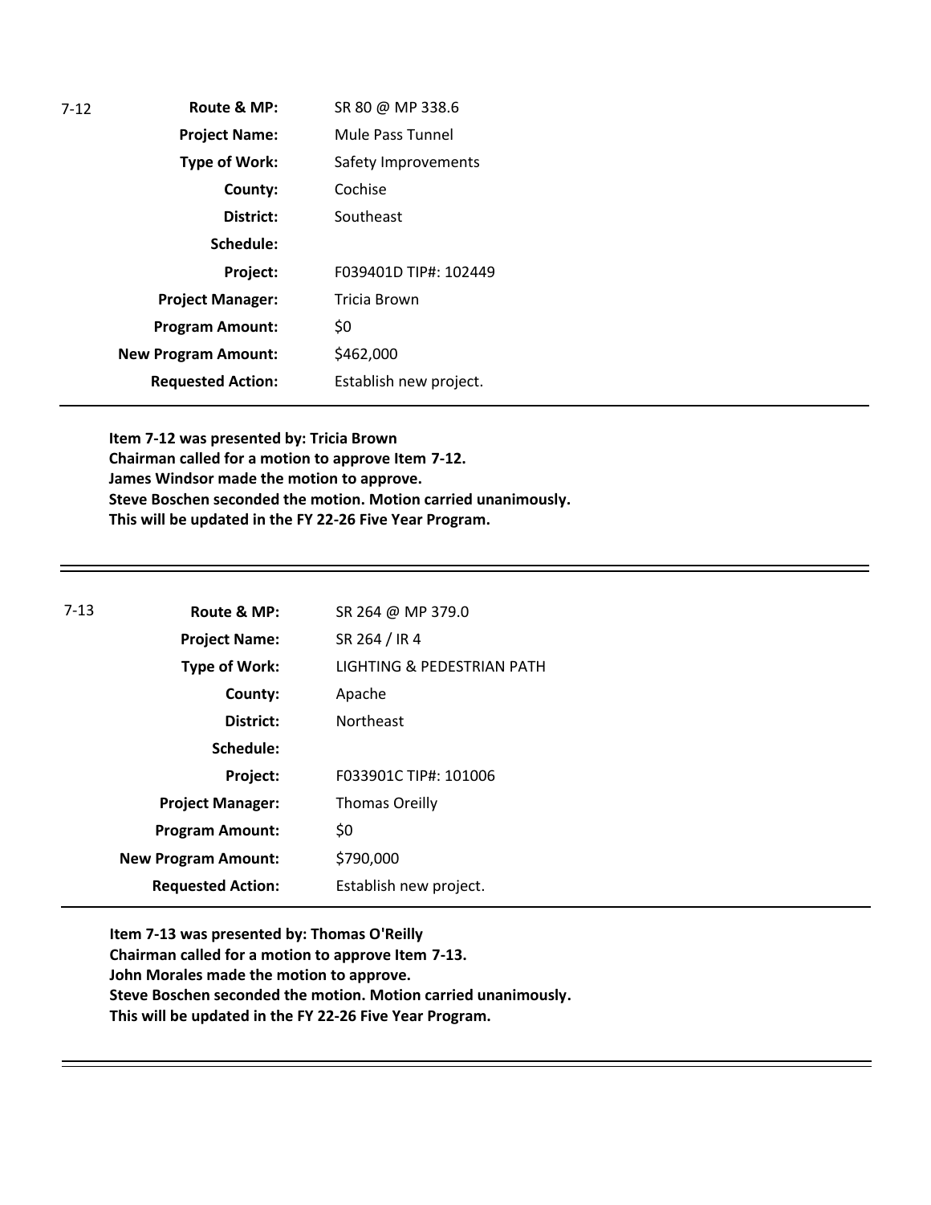7-12

| | |
|---|---|
| **Route & MP:** | SR 80 @ MP 338.6 |
| **Project Name:** | Mule Pass Tunnel |
| **Type of Work:** | Safety Improvements |
| **County:** | Cochise |
| **District:** | Southeast |
| **Schedule:** | |
| **Project:** | F039401D TIP#: 102449 |
| **Project Manager:** | Tricia Brown |
| **Program Amount:** | $0 |
| **New Program Amount:** | $462,000 |
| **Requested Action:** | Establish new project. |

**Item 7-12 was presented by: Tricia Brown**
**Chairman called for a motion to approve Item 7-12.**
**James Windsor made the motion to approve.**
**Steve Boschen seconded the motion. Motion carried unanimously.**
**This will be updated in the FY 22-26 Five Year Program.**

---

7-13

| | |
|---|---|
| **Route & MP:** | SR 264 @ MP 379.0 |
| **Project Name:** | SR 264 / IR 4 |
| **Type of Work:** | LIGHTING & PEDESTRIAN PATH |
| **County:** | Apache |
| **District:** | Northeast |
| **Schedule:** | |
| **Project:** | F033901C TIP#: 101006 |
| **Project Manager:** | Thomas Oreilly |
| **Program Amount:** | $0 |
| **New Program Amount:** | $790,000 |
| **Requested Action:** | Establish new project. |

**Item 7-13 was presented by: Thomas O'Reilly**
**Chairman called for a motion to approve Item 7-13.**
**John Morales made the motion to approve.**
**Steve Boschen seconded the motion. Motion carried unanimously.**
**This will be updated in the FY 22-26 Five Year Program.**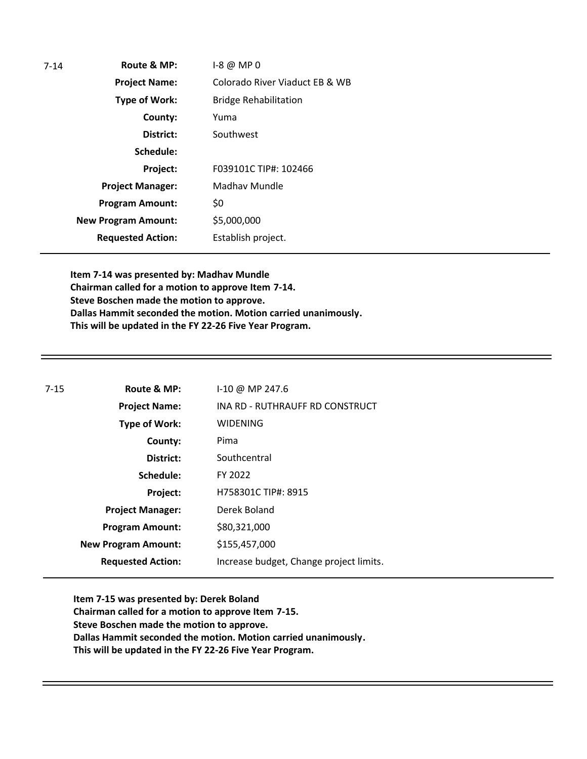7-14

| | |
|---|---|
| **Route & MP:** | I-8 @ MP 0 |
| **Project Name:** | Colorado River Viaduct EB & WB |
| **Type of Work:** | Bridge Rehabilitation |
| **County:** | Yuma |
| **District:** | Southwest |
| **Schedule:** | |
| **Project:** | F039101C TIP#: 102466 |
| **Project Manager:** | Madhav Mundle |
| **Program Amount:** | $0 |
| **New Program Amount:** | $5,000,000 |
| **Requested Action:** | Establish project. |

**Item 7-14 was presented by: Madhav Mundle**
**Chairman called for a motion to approve Item 7-14.**
**Steve Boschen made the motion to approve.**
**Dallas Hammit seconded the motion. Motion carried unanimously.**
**This will be updated in the FY 22-26 Five Year Program.**

---

7-15

| | |
|---|---|
| **Route & MP:** | I-10 @ MP 247.6 |
| **Project Name:** | INA RD - RUTHRAUFF RD CONSTRUCT |
| **Type of Work:** | WIDENING |
| **County:** | Pima |
| **District:** | Southcentral |
| **Schedule:** | FY 2022 |
| **Project:** | H758301C TIP#: 8915 |
| **Project Manager:** | Derek Boland |
| **Program Amount:** | $80,321,000 |
| **New Program Amount:** | $155,457,000 |
| **Requested Action:** | Increase budget, Change project limits. |

**Item 7-15 was presented by: Derek Boland**
**Chairman called for a motion to approve Item 7-15.**
**Steve Boschen made the motion to approve.**
**Dallas Hammit seconded the motion. Motion carried unanimously.**
**This will be updated in the FY 22-26 Five Year Program.**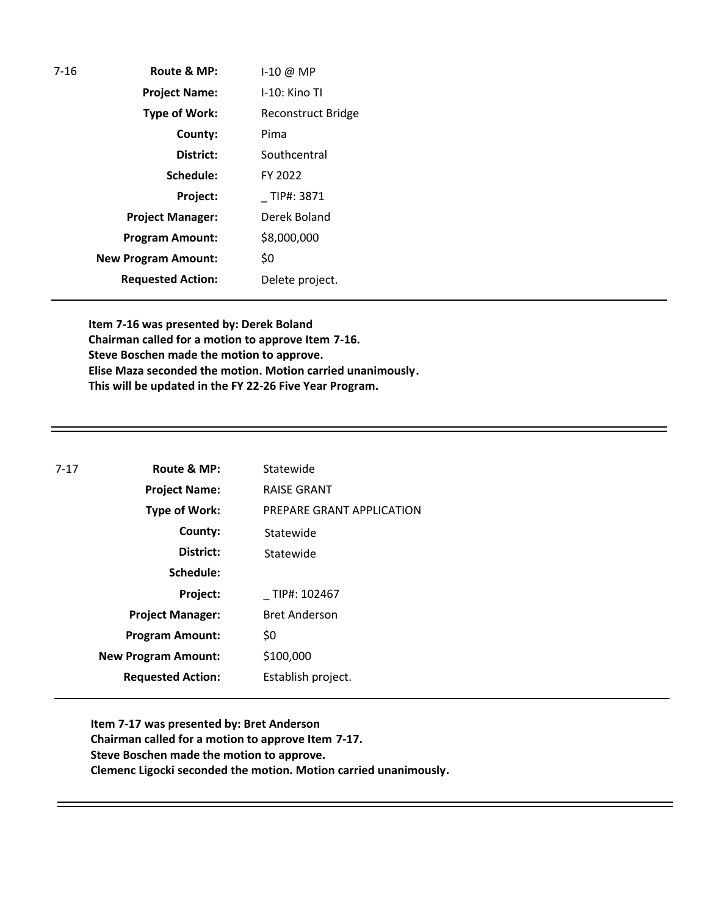7-16

| | |
|---|---|
| **Route & MP:** | I-10 @ MP |
| **Project Name:** | I-10: Kino TI |
| **Type of Work:** | Reconstruct Bridge |
| **County:** | Pima |
| **District:** | Southcentral |
| **Schedule:** | FY 2022 |
| **Project:** | _ TIP#: 3871 |
| **Project Manager:** | Derek Boland |
| **Program Amount:** | $8,000,000 |
| **New Program Amount:** | $0 |
| **Requested Action:** | Delete project. |

**Item 7-16 was presented by: Derek Boland**
**Chairman called for a motion to approve Item 7-16.**
**Steve Boschen made the motion to approve.**
**Elise Maza seconded the motion. Motion carried unanimously.**
**This will be updated in the FY 22-26 Five Year Program.**

---

7-17

| | |
|---|---|
| **Route & MP:** | Statewide |
| **Project Name:** | RAISE GRANT |
| **Type of Work:** | PREPARE GRANT APPLICATION |
| **County:** | Statewide |
| **District:** | Statewide |
| **Schedule:** | |
| **Project:** | _ TIP#: 102467 |
| **Project Manager:** | Bret Anderson |
| **Program Amount:** | $0 |
| **New Program Amount:** | $100,000 |
| **Requested Action:** | Establish project. |

**Item 7-17 was presented by: Bret Anderson**
**Chairman called for a motion to approve Item 7-17.**
**Steve Boschen made the motion to approve.**
**Clemenc Ligocki seconded the motion. Motion carried unanimously.**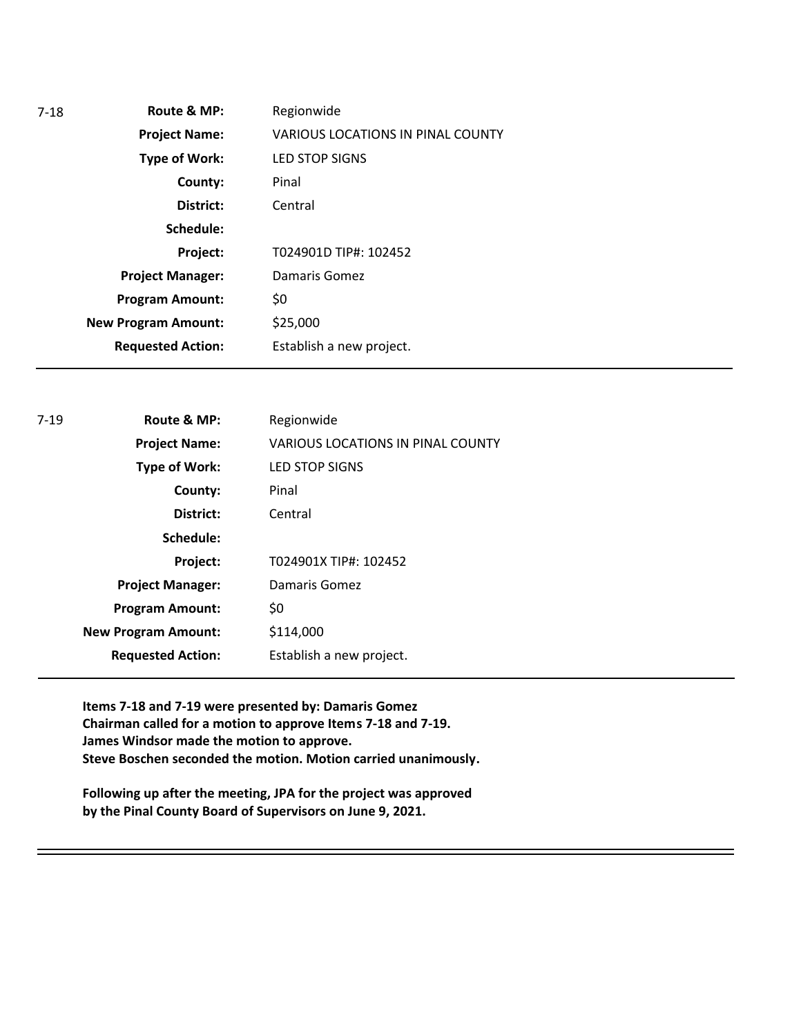| 7-18 | | |
|---|---|---|
| | **Route & MP:** | Regionwide |
| | **Project Name:** | VARIOUS LOCATIONS IN PINAL COUNTY |
| | **Type of Work:** | LED STOP SIGNS |
| | **County:** | Pinal |
| | **District:** | Central |
| | **Schedule:** | |
| | **Project:** | T024901D TIP#: 102452 |
| | **Project Manager:** | Damaris Gomez |
| | **Program Amount:** | $0 |
| | **New Program Amount:** | $25,000 |
| | **Requested Action:** | Establish a new project. |

---

| 7-19 | | |
|---|---|---|
| | **Route & MP:** | Regionwide |
| | **Project Name:** | VARIOUS LOCATIONS IN PINAL COUNTY |
| | **Type of Work:** | LED STOP SIGNS |
| | **County:** | Pinal |
| | **District:** | Central |
| | **Schedule:** | |
| | **Project:** | T024901X TIP#: 102452 |
| | **Project Manager:** | Damaris Gomez |
| | **Program Amount:** | $0 |
| | **New Program Amount:** | $114,000 |
| | **Requested Action:** | Establish a new project. |

---

**Items 7-18 and 7-19 were presented by: Damaris Gomez**
**Chairman called for a motion to approve Items 7-18 and 7-19.**
**James Windsor made the motion to approve.**
**Steve Boschen seconded the motion. Motion carried unanimously.**

**Following up after the meeting, JPA for the project was approved by the Pinal County Board of Supervisors on June 9, 2021.**

---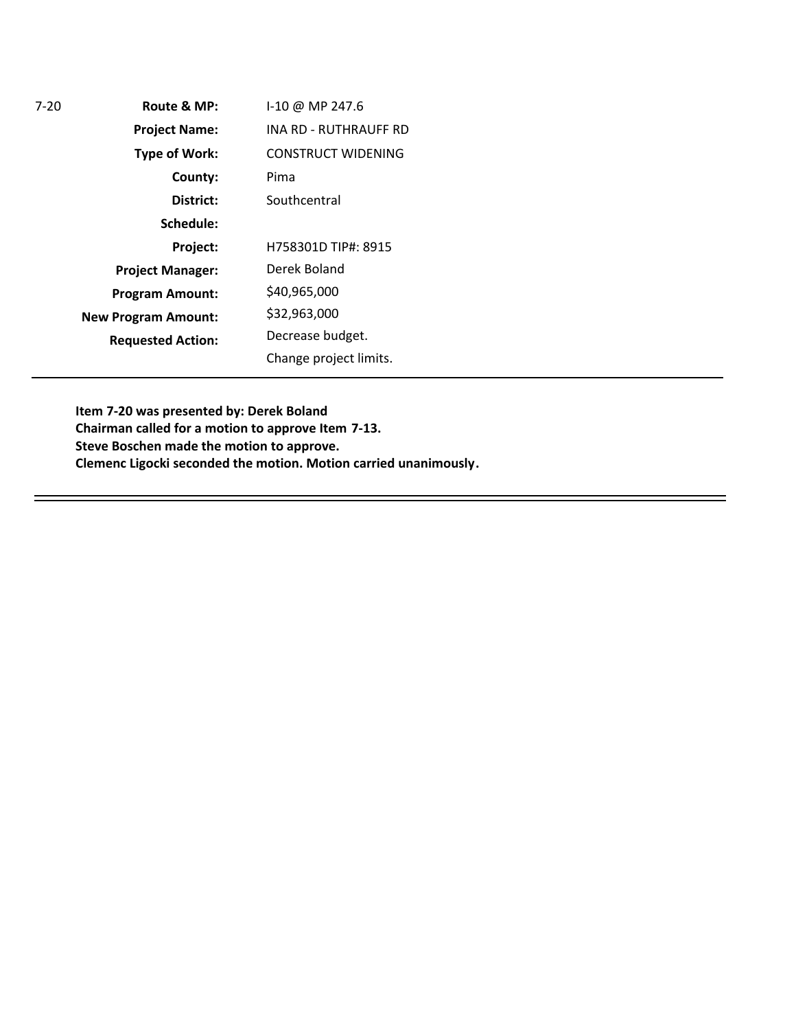| 7-20 | | |
|---|---|---|
| | **Route & MP:** | I-10 @ MP 247.6 |
| | **Project Name:** | INA RD - RUTHRAUFF RD |
| | **Type of Work:** | CONSTRUCT WIDENING |
| | **County:** | Pima |
| | **District:** | Southcentral |
| | **Schedule:** | |
| | **Project:** | H758301D TIP#: 8915 |
| | **Project Manager:** | Derek Boland |
| | **Program Amount:** | $40,965,000 |
| | **New Program Amount:** | $32,963,000 |
| | **Requested Action:** | Decrease budget.<br>Change project limits. |

---

**Item 7-20 was presented by: Derek Boland**
**Chairman called for a motion to approve Item 7-13.**
**Steve Boschen made the motion to approve.**
**Clemenc Ligocki seconded the motion. Motion carried unanimously.**

---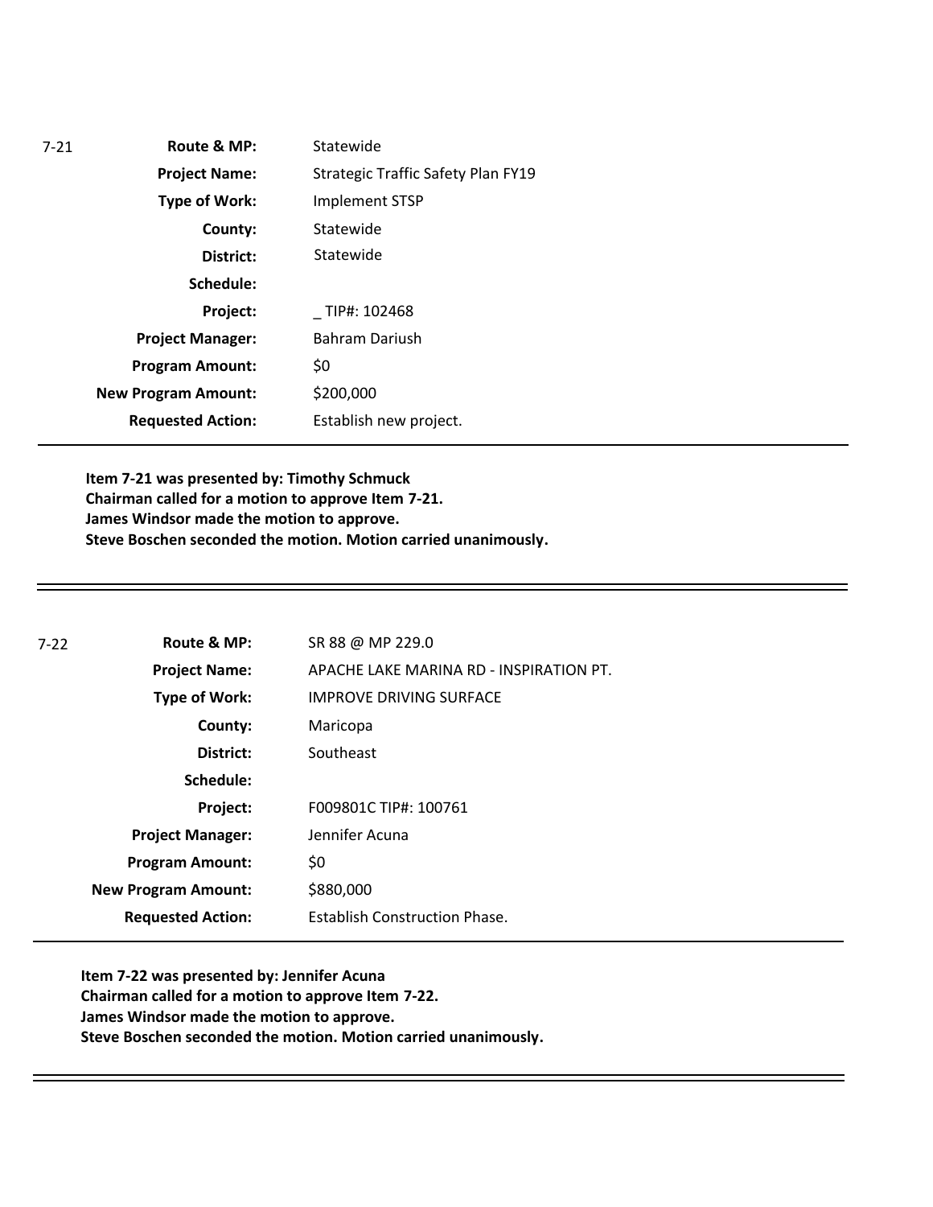| 7-21 | | |
|---|---|---|
| | **Route & MP:** | Statewide |
| | **Project Name:** | Strategic Traffic Safety Plan FY19 |
| | **Type of Work:** | Implement STSP |
| | **County:** | Statewide |
| | **District:** | Statewide |
| | **Schedule:** | |
| | **Project:** | _ TIP#: 102468 |
| | **Project Manager:** | Bahram Dariush |
| | **Program Amount:** | $0 |
| | **New Program Amount:** | $200,000 |
| | **Requested Action:** | Establish new project. |

**Item 7-21 was presented by: Timothy Schmuck**
**Chairman called for a motion to approve Item 7-21.**
**James Windsor made the motion to approve.**
**Steve Boschen seconded the motion. Motion carried unanimously.**

---

| 7-22 | | |
|---|---|---|
| | **Route & MP:** | SR 88 @ MP 229.0 |
| | **Project Name:** | APACHE LAKE MARINA RD - INSPIRATION PT. |
| | **Type of Work:** | IMPROVE DRIVING SURFACE |
| | **County:** | Maricopa |
| | **District:** | Southeast |
| | **Schedule:** | |
| | **Project:** | F009801C TIP#: 100761 |
| | **Project Manager:** | Jennifer Acuna |
| | **Program Amount:** | $0 |
| | **New Program Amount:** | $880,000 |
| | **Requested Action:** | Establish Construction Phase. |

**Item 7-22 was presented by: Jennifer Acuna**
**Chairman called for a motion to approve Item 7-22.**
**James Windsor made the motion to approve.**
**Steve Boschen seconded the motion. Motion carried unanimously.**

---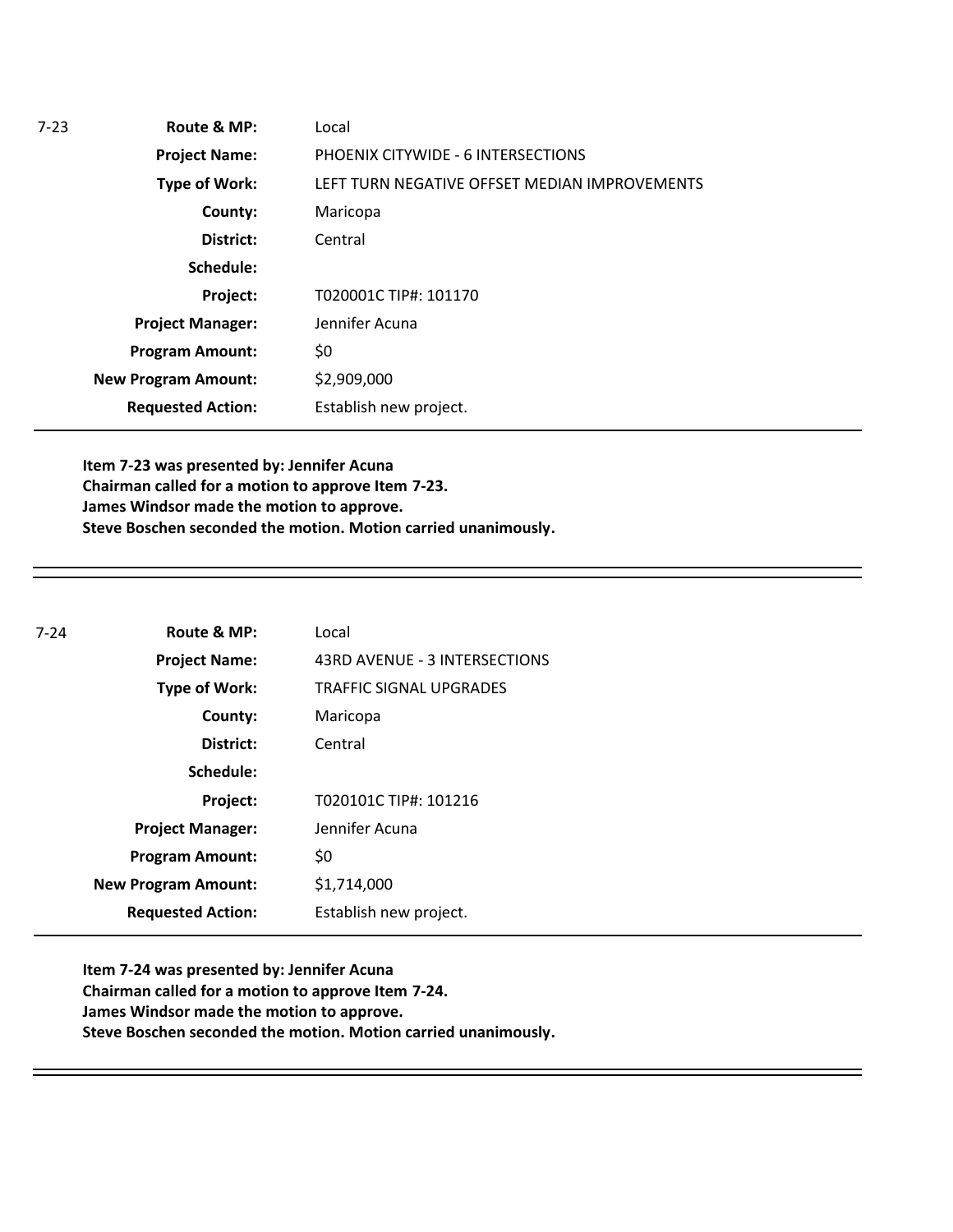| 7-23 | | |
|---|---|---|
| | **Route & MP:** | Local |
| | **Project Name:** | PHOENIX CITYWIDE - 6 INTERSECTIONS |
| | **Type of Work:** | LEFT TURN NEGATIVE OFFSET MEDIAN IMPROVEMENTS |
| | **County:** | Maricopa |
| | **District:** | Central |
| | **Schedule:** | |
| | **Project:** | T020001C TIP#: 101170 |
| | **Project Manager:** | Jennifer Acuna |
| | **Program Amount:** | $0 |
| | **New Program Amount:** | $2,909,000 |
| | **Requested Action:** | Establish new project. |

**Item 7-23 was presented by: Jennifer Acuna**
**Chairman called for a motion to approve Item 7-23.**
**James Windsor made the motion to approve.**
**Steve Boschen seconded the motion. Motion carried unanimously.**

---

| 7-24 | | |
|---|---|---|
| | **Route & MP:** | Local |
| | **Project Name:** | 43RD AVENUE - 3 INTERSECTIONS |
| | **Type of Work:** | TRAFFIC SIGNAL UPGRADES |
| | **County:** | Maricopa |
| | **District:** | Central |
| | **Schedule:** | |
| | **Project:** | T020101C TIP#: 101216 |
| | **Project Manager:** | Jennifer Acuna |
| | **Program Amount:** | $0 |
| | **New Program Amount:** | $1,714,000 |
| | **Requested Action:** | Establish new project. |

**Item 7-24 was presented by: Jennifer Acuna**
**Chairman called for a motion to approve Item 7-24.**
**James Windsor made the motion to approve.**
**Steve Boschen seconded the motion. Motion carried unanimously.**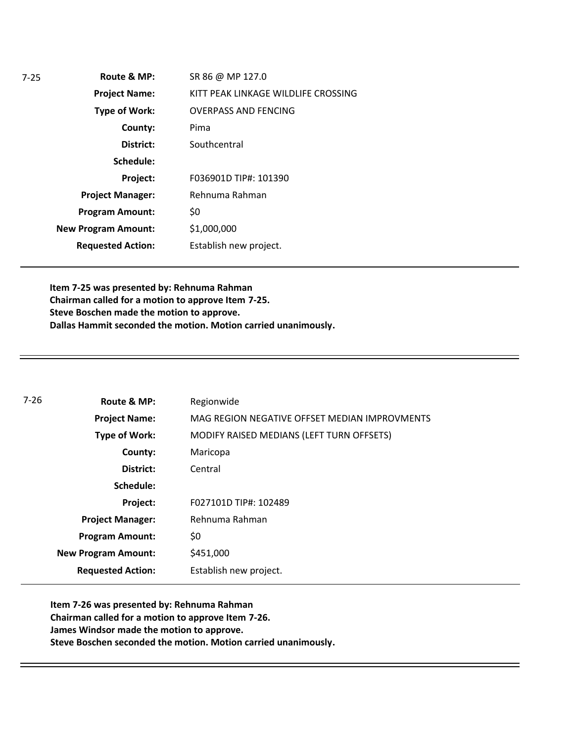7-25

| | |
|---|---|
| **Route & MP:** | SR 86 @ MP 127.0 |
| **Project Name:** | KITT PEAK LINKAGE WILDLIFE CROSSING |
| **Type of Work:** | OVERPASS AND FENCING |
| **County:** | Pima |
| **District:** | Southcentral |
| **Schedule:** | |
| **Project:** | F036901D TIP#: 101390 |
| **Project Manager:** | Rehnuma Rahman |
| **Program Amount:** | $0 |
| **New Program Amount:** | $1,000,000 |
| **Requested Action:** | Establish new project. |

**Item 7-25 was presented by: Rehnuma Rahman**
**Chairman called for a motion to approve Item 7-25.**
**Steve Boschen made the motion to approve.**
**Dallas Hammit seconded the motion. Motion carried unanimously.**

---

7-26

| | |
|---|---|
| **Route & MP:** | Regionwide |
| **Project Name:** | MAG REGION NEGATIVE OFFSET MEDIAN IMPROVMENTS |
| **Type of Work:** | MODIFY RAISED MEDIANS (LEFT TURN OFFSETS) |
| **County:** | Maricopa |
| **District:** | Central |
| **Schedule:** | |
| **Project:** | F027101D TIP#: 102489 |
| **Project Manager:** | Rehnuma Rahman |
| **Program Amount:** | $0 |
| **New Program Amount:** | $451,000 |
| **Requested Action:** | Establish new project. |

**Item 7-26 was presented by: Rehnuma Rahman**
**Chairman called for a motion to approve Item 7-26.**
**James Windsor made the motion to approve.**
**Steve Boschen seconded the motion. Motion carried unanimously.**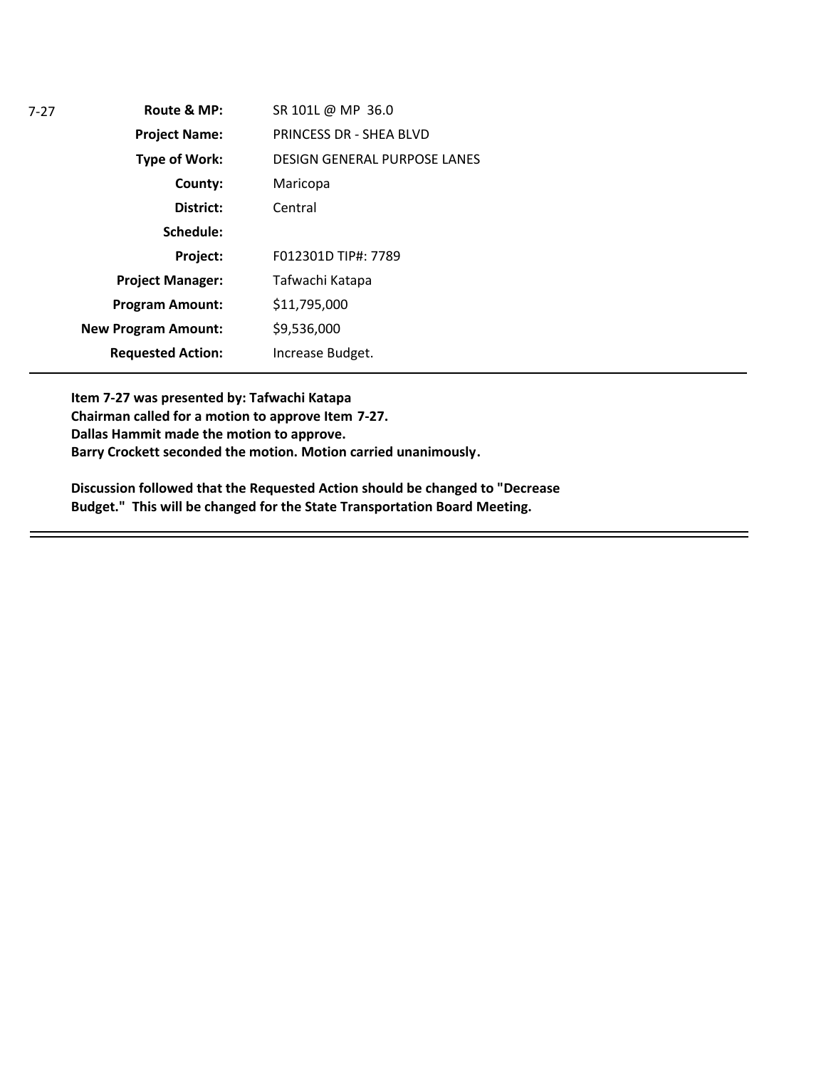7-27

| | |
|---|---|
| **Route & MP:** | SR 101L @ MP 36.0 |
| **Project Name:** | PRINCESS DR - SHEA BLVD |
| **Type of Work:** | DESIGN GENERAL PURPOSE LANES |
| **County:** | Maricopa |
| **District:** | Central |
| **Schedule:** | |
| **Project:** | F012301D TIP#: 7789 |
| **Project Manager:** | Tafwachi Katapa |
| **Program Amount:** | $11,795,000 |
| **New Program Amount:** | $9,536,000 |
| **Requested Action:** | Increase Budget. |

---

**Item 7-27 was presented by: Tafwachi Katapa**
**Chairman called for a motion to approve Item 7-27.**
**Dallas Hammit made the motion to approve.**
**Barry Crockett seconded the motion. Motion carried unanimously.**

**Discussion followed that the Requested Action should be changed to "Decrease Budget." This will be changed for the State Transportation Board Meeting.**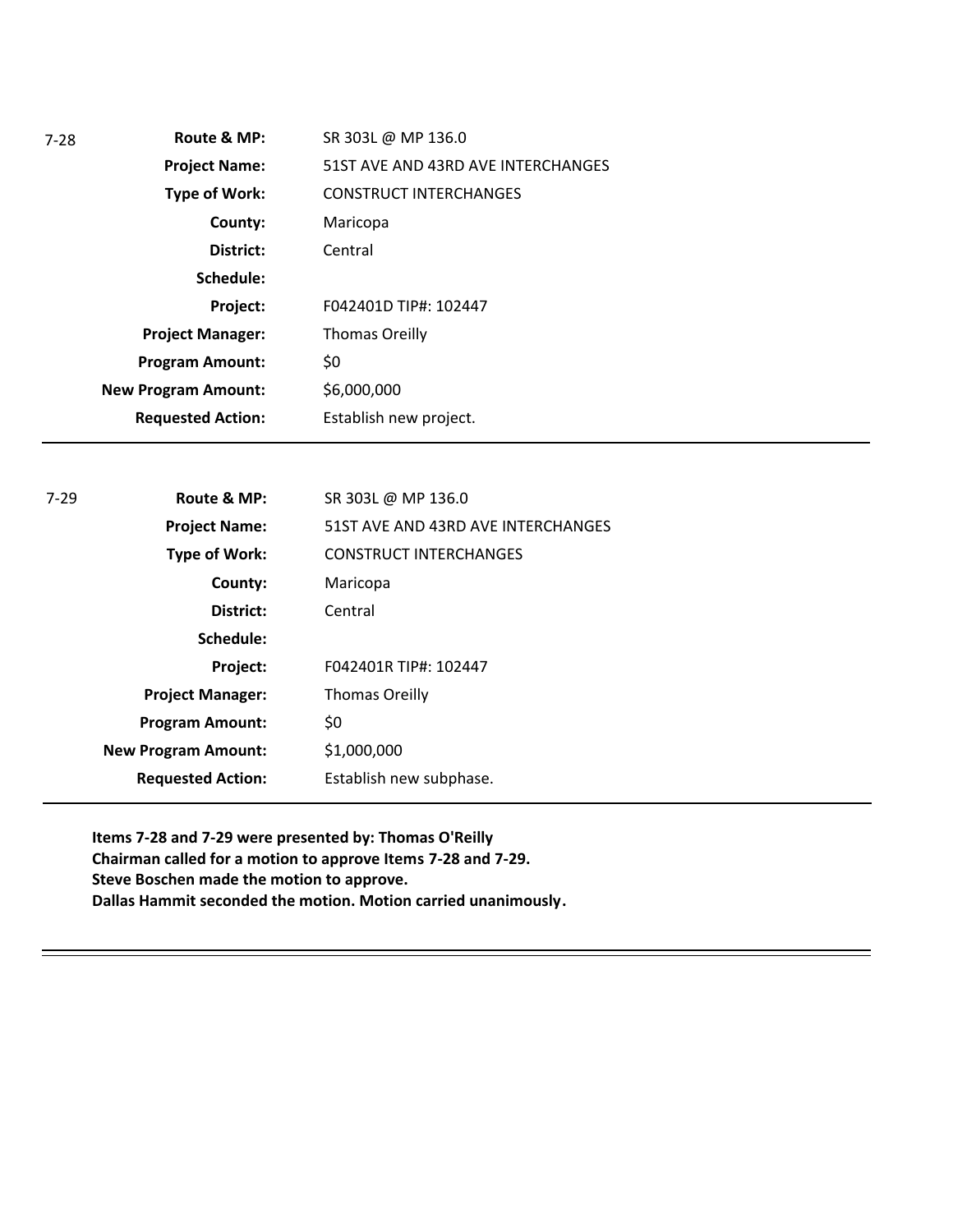| 7-28 | | |
|---|---|---|
| | **Route & MP:** | SR 303L @ MP 136.0 |
| | **Project Name:** | 51ST AVE AND 43RD AVE INTERCHANGES |
| | **Type of Work:** | CONSTRUCT INTERCHANGES |
| | **County:** | Maricopa |
| | **District:** | Central |
| | **Schedule:** | |
| | **Project:** | F042401D TIP#: 102447 |
| | **Project Manager:** | Thomas Oreilly |
| | **Program Amount:** | $0 |
| | **New Program Amount:** | $6,000,000 |
| | **Requested Action:** | Establish new project. |

---

| 7-29 | | |
|---|---|---|
| | **Route & MP:** | SR 303L @ MP 136.0 |
| | **Project Name:** | 51ST AVE AND 43RD AVE INTERCHANGES |
| | **Type of Work:** | CONSTRUCT INTERCHANGES |
| | **County:** | Maricopa |
| | **District:** | Central |
| | **Schedule:** | |
| | **Project:** | F042401R TIP#: 102447 |
| | **Project Manager:** | Thomas Oreilly |
| | **Program Amount:** | $0 |
| | **New Program Amount:** | $1,000,000 |
| | **Requested Action:** | Establish new subphase. |

---

**Items 7-28 and 7-29 were presented by: Thomas O'Reilly**
**Chairman called for a motion to approve Items 7-28 and 7-29.**
**Steve Boschen made the motion to approve.**
**Dallas Hammit seconded the motion. Motion carried unanimously.**

---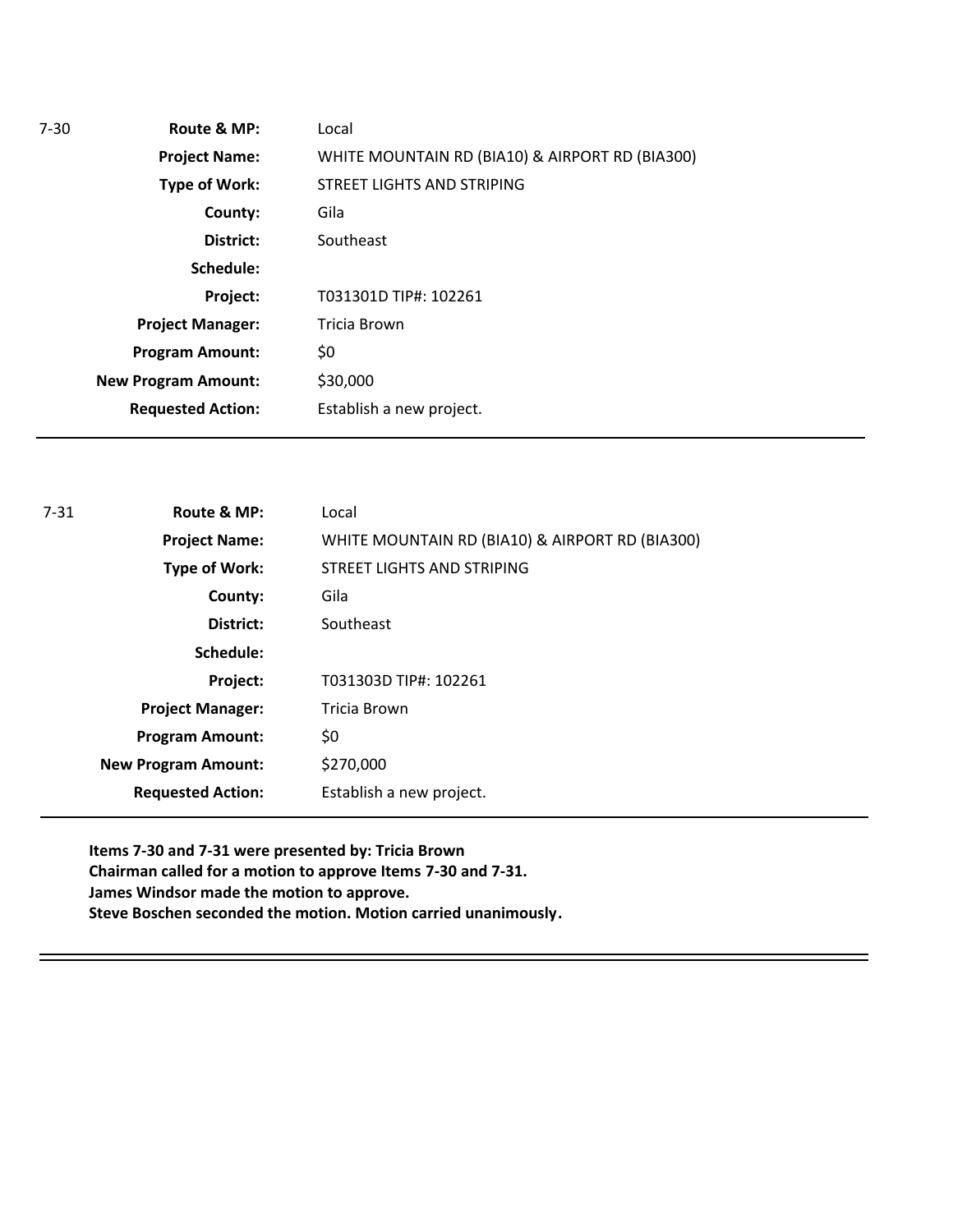7-30

| | |
|---|---|
| **Route & MP:** | Local |
| **Project Name:** | WHITE MOUNTAIN RD (BIA10) & AIRPORT RD (BIA300) |
| **Type of Work:** | STREET LIGHTS AND STRIPING |
| **County:** | Gila |
| **District:** | Southeast |
| **Schedule:** | |
| **Project:** | T031301D TIP#: 102261 |
| **Project Manager:** | Tricia Brown |
| **Program Amount:** | $0 |
| **New Program Amount:** | $30,000 |
| **Requested Action:** | Establish a new project. |

---

7-31

| | |
|---|---|
| **Route & MP:** | Local |
| **Project Name:** | WHITE MOUNTAIN RD (BIA10) & AIRPORT RD (BIA300) |
| **Type of Work:** | STREET LIGHTS AND STRIPING |
| **County:** | Gila |
| **District:** | Southeast |
| **Schedule:** | |
| **Project:** | T031303D TIP#: 102261 |
| **Project Manager:** | Tricia Brown |
| **Program Amount:** | $0 |
| **New Program Amount:** | $270,000 |
| **Requested Action:** | Establish a new project. |

---

**Items 7-30 and 7-31 were presented by: Tricia Brown**
**Chairman called for a motion to approve Items 7-30 and 7-31.**
**James Windsor made the motion to approve.**
**Steve Boschen seconded the motion. Motion carried unanimously.**

---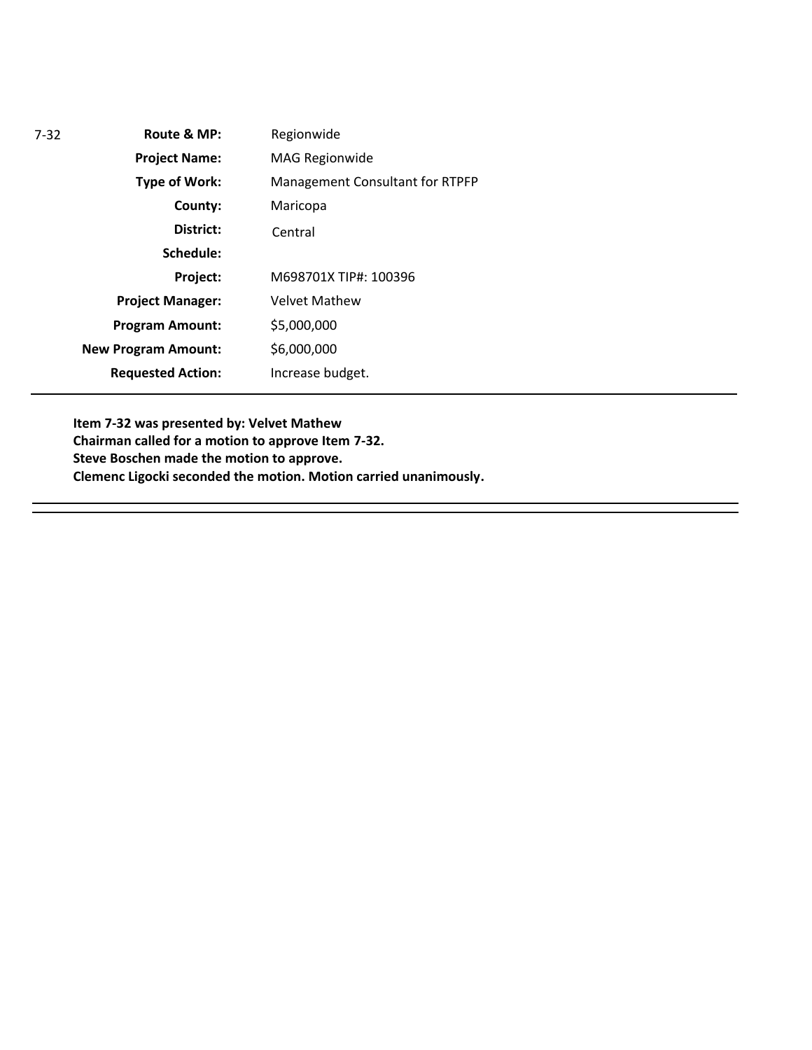7-32

| | |
|---|---|
| **Route & MP:** | Regionwide |
| **Project Name:** | MAG Regionwide |
| **Type of Work:** | Management Consultant for RTPFP |
| **County:** | Maricopa |
| **District:** | Central |
| **Schedule:** | |
| **Project:** | M698701X TIP#: 100396 |
| **Project Manager:** | Velvet Mathew |
| **Program Amount:** | $5,000,000 |
| **New Program Amount:** | $6,000,000 |
| **Requested Action:** | Increase budget. |

---

**Item 7-32 was presented by: Velvet Mathew**
**Chairman called for a motion to approve Item 7-32.**
**Steve Boschen made the motion to approve.**
**Clemenc Ligocki seconded the motion. Motion carried unanimously.**

---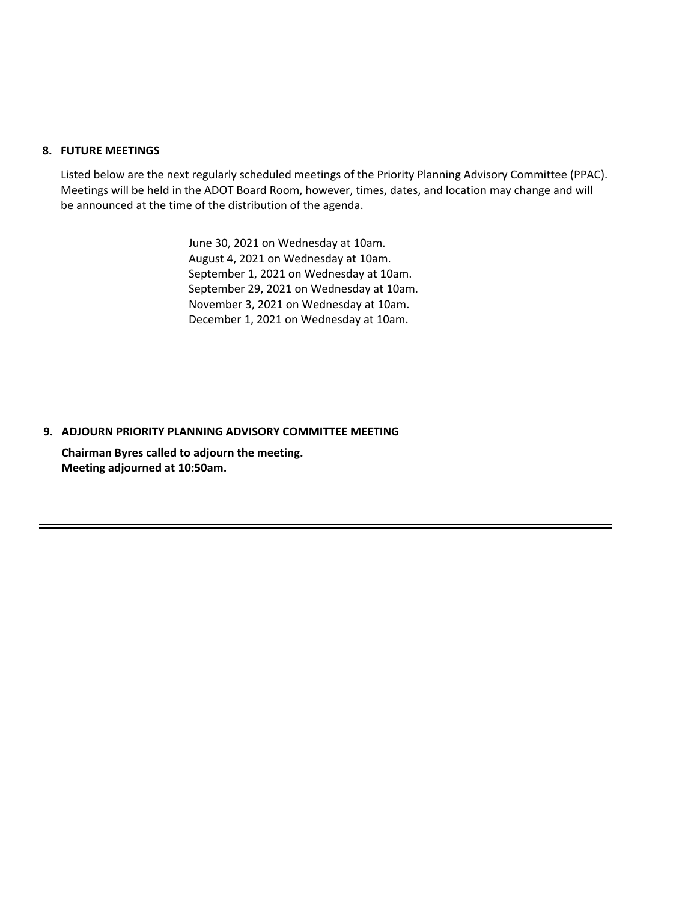**8. <u>FUTURE MEETINGS</u>**

Listed below are the next regularly scheduled meetings of the Priority Planning Advisory Committee (PPAC). Meetings will be held in the ADOT Board Room, however, times, dates, and location may change and will be announced at the time of the distribution of the agenda.

June 30, 2021 on Wednesday at 10am.
August 4, 2021 on Wednesday at 10am.
September 1, 2021 on Wednesday at 10am.
September 29, 2021 on Wednesday at 10am.
November 3, 2021 on Wednesday at 10am.
December 1, 2021 on Wednesday at 10am.

**9. ADJOURN PRIORITY PLANNING ADVISORY COMMITTEE MEETING**

**Chairman Byres called to adjourn the meeting.**
**Meeting adjourned at 10:50am.**